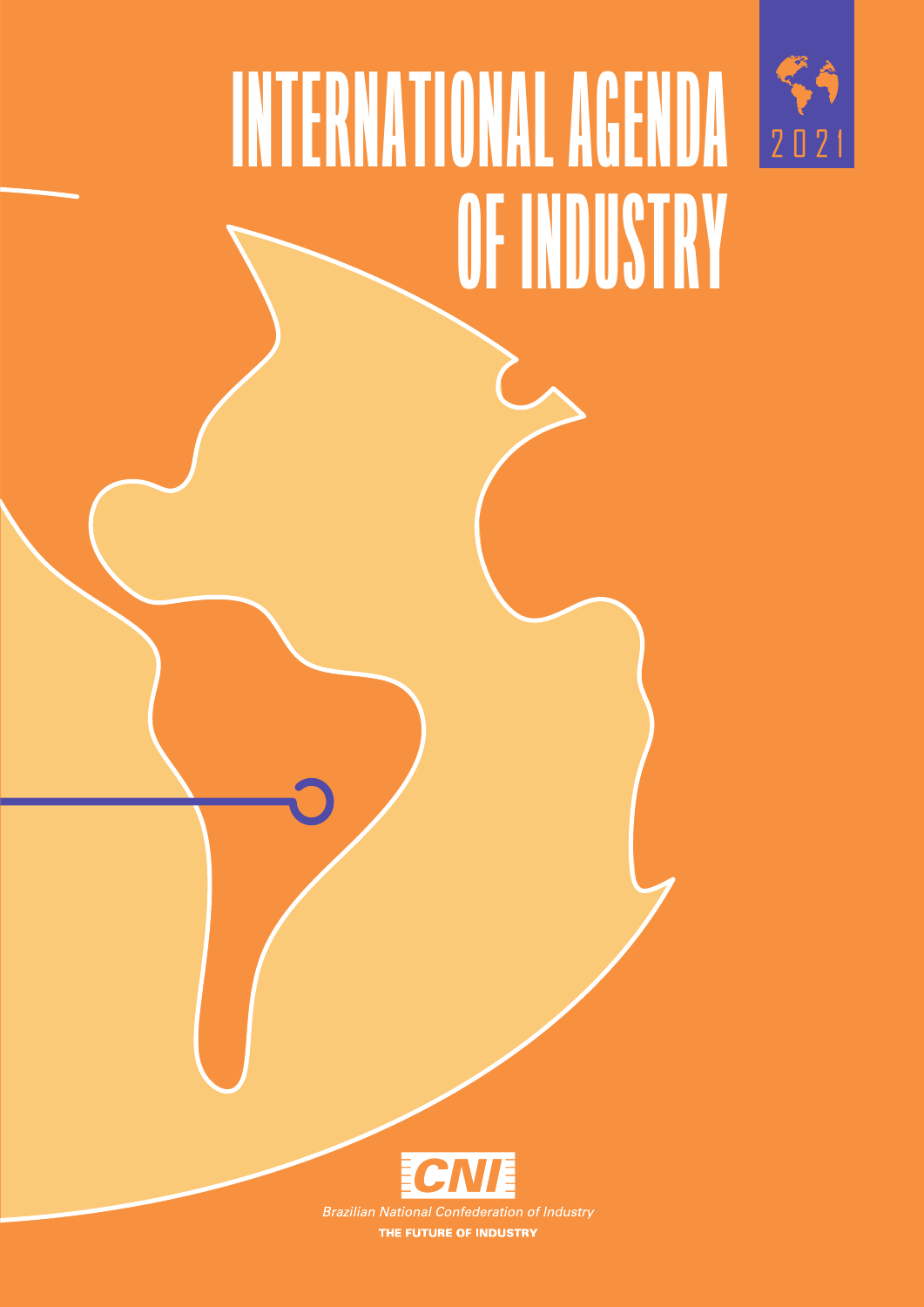# INTERNATIONAL AGENDA OF INDUSTRY

2021

CNI

*Brazilian National Confederation of Industry*

THE FUTURE OF INDUSTRY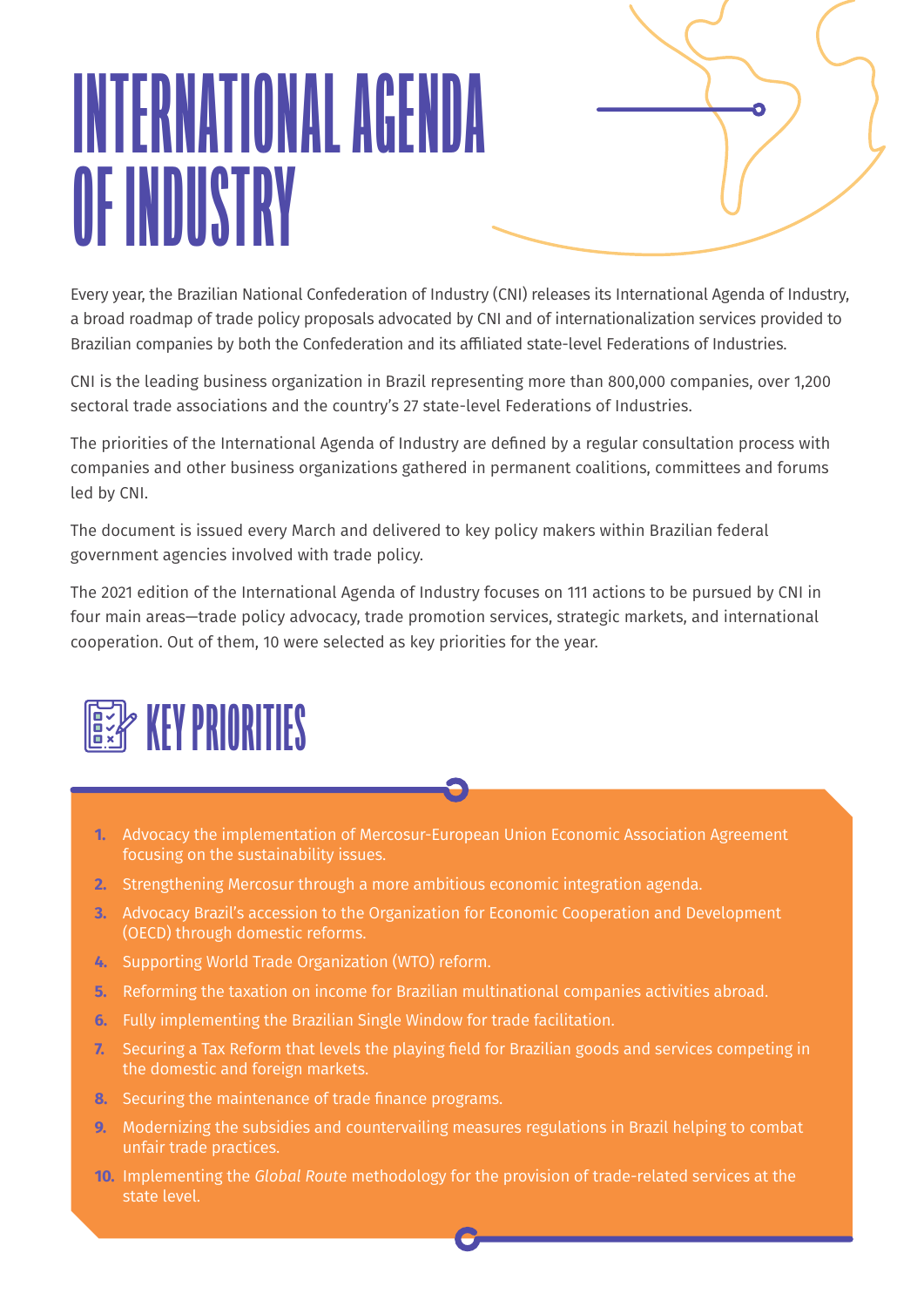# INTERNATIONAL AGENDA OF INDUSTRY

Every year, the Brazilian National Confederation of Industry (CNI) releases its International Agenda of Industry, a broad roadmap of trade policy proposals advocated by CNI and of internationalization services provided to Brazilian companies by both the Confederation and its affiliated state-level Federations of Industries.

CNI is the leading business organization in Brazil representing more than 800,000 companies, over 1,200 sectoral trade associations and the country's 27 state-level Federations of Industries.

The priorities of the International Agenda of Industry are defined by a regular consultation process with companies and other business organizations gathered in permanent coalitions, committees and forums led by CNI.

The document is issued every March and delivered to key policy makers within Brazilian federal government agencies involved with trade policy.

The 2021 edition of the International Agenda of Industry focuses on 111 actions to be pursued by CNI in four main areas—trade policy advocacy, trade promotion services, strategic markets, and international cooperation. Out of them, 10 were selected as key priorities for the year.

## KEY PRIORITIES

1. Advocacy the implementation of Mercosur-European Union Economic Association Agreement focusing on the sustainability issues.
2. Strengthening Mercosur through a more ambitious economic integration agenda.
3. Advocacy Brazil's accession to the Organization for Economic Cooperation and Development (OECD) through domestic reforms.
4. Supporting World Trade Organization (WTO) reform.
5. Reforming the taxation on income for Brazilian multinational companies activities abroad.
6. Fully implementing the Brazilian Single Window for trade facilitation.
7. Securing a Tax Reform that levels the playing field for Brazilian goods and services competing in the domestic and foreign markets.
8. Securing the maintenance of trade finance programs.
9. Modernizing the subsidies and countervailing measures regulations in Brazil helping to combat unfair trade practices.
10. Implementing the *Global Rout*e methodology for the provision of trade-related services at the state level.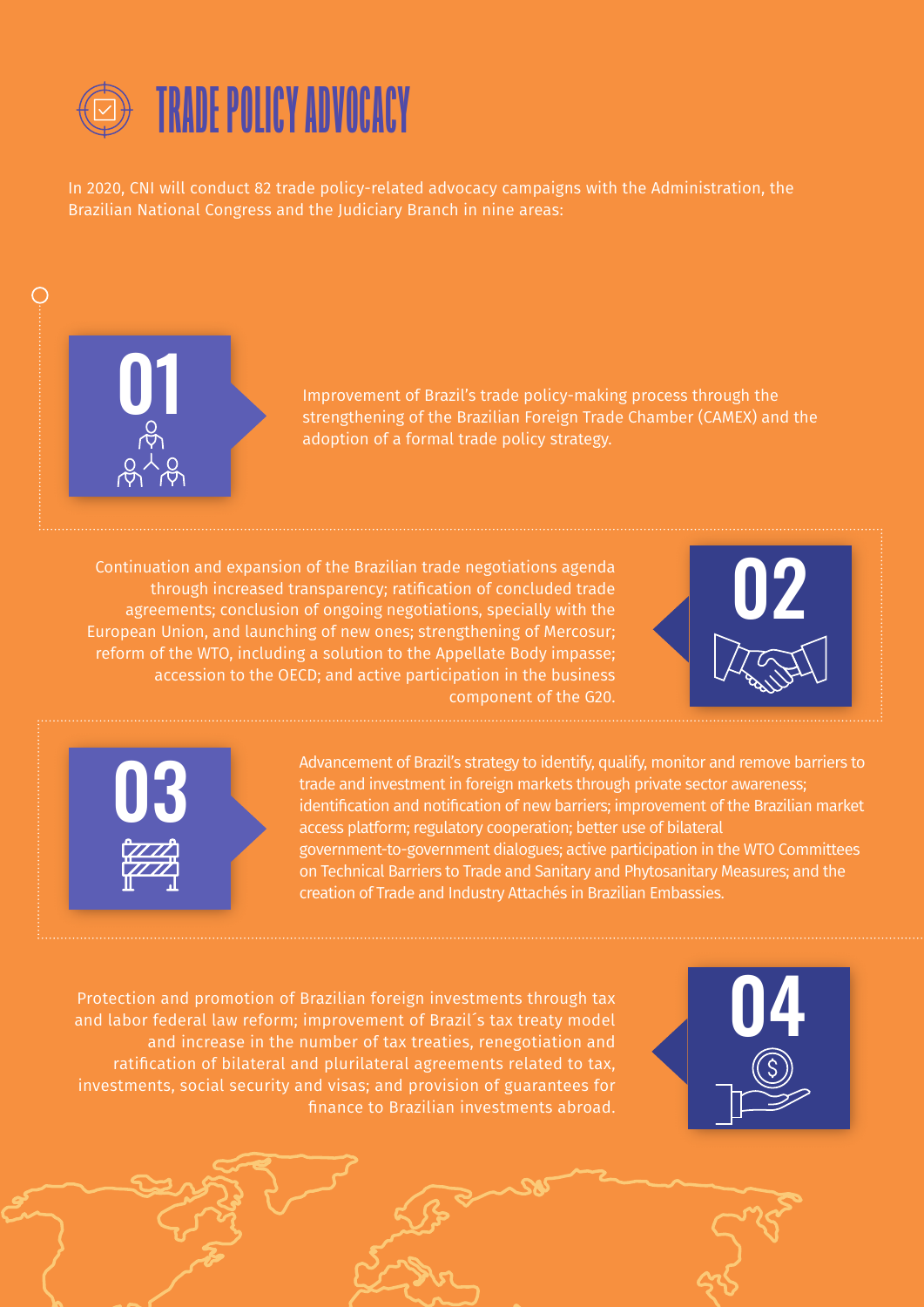# TRADE POLICY ADVOCACY

In 2020, CNI will conduct 82 trade policy-related advocacy campaigns with the Administration, the Brazilian National Congress and the Judiciary Branch in nine areas:

## 01

Improvement of Brazil's trade policy-making process through the strengthening of the Brazilian Foreign Trade Chamber (CAMEX) and the adoption of a formal trade policy strategy.

## 02

Continuation and expansion of the Brazilian trade negotiations agenda through increased transparency; ratification of concluded trade agreements; conclusion of ongoing negotiations, specially with the European Union, and launching of new ones; strengthening of Mercosur; reform of the WTO, including a solution to the Appellate Body impasse; accession to the OECD; and active participation in the business component of the G20.

## 03

Advancement of Brazil's strategy to identify, qualify, monitor and remove barriers to trade and investment in foreign markets through private sector awareness; identification and notification of new barriers; improvement of the Brazilian market access platform; regulatory cooperation; better use of bilateral government-to-government dialogues; active participation in the WTO Committees on Technical Barriers to Trade and Sanitary and Phytosanitary Measures; and the creation of Trade and Industry Attachés in Brazilian Embassies.

## 04

Protection and promotion of Brazilian foreign investments through tax and labor federal law reform; improvement of Brazil´s tax treaty model and increase in the number of tax treaties, renegotiation and ratification of bilateral and plurilateral agreements related to tax, investments, social security and visas; and provision of guarantees for finance to Brazilian investments abroad.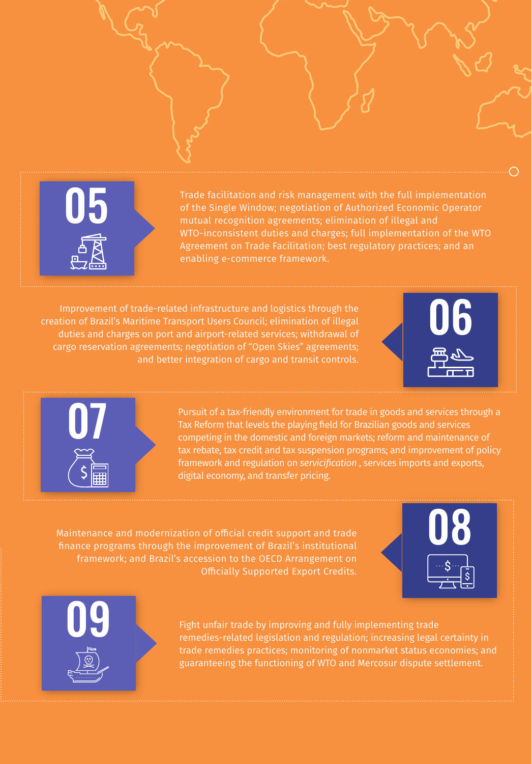## 05

Trade facilitation and risk management with the full implementation of the Single Window; negotiation of Authorized Economic Operator mutual recognition agreements; elimination of illegal and WTO-inconsistent duties and charges; full implementation of the WTO Agreement on Trade Facilitation; best regulatory practices; and an enabling e-commerce framework.

## 06

Improvement of trade-related infrastructure and logistics through the creation of Brazil's Maritime Transport Users Council; elimination of illegal duties and charges on port and airport-related services; withdrawal of cargo reservation agreements; negotiation of "Open Skies" agreements; and better integration of cargo and transit controls.

## 07

Pursuit of a tax-friendly environment for trade in goods and services through a Tax Reform that levels the playing field for Brazilian goods and services competing in the domestic and foreign markets; reform and maintenance of tax rebate, tax credit and tax suspension programs; and improvement of policy framework and regulation on *servicification* , services imports and exports, digital economy, and transfer pricing.

## 08

Maintenance and modernization of official credit support and trade finance programs through the improvement of Brazil's institutional framework; and Brazil's accession to the OECD Arrangement on Officially Supported Export Credits.

## 09

Fight unfair trade by improving and fully implementing trade remedies-related legislation and regulation; increasing legal certainty in trade remedies practices; monitoring of nonmarket status economies; and guaranteeing the functioning of WTO and Mercosur dispute settlement.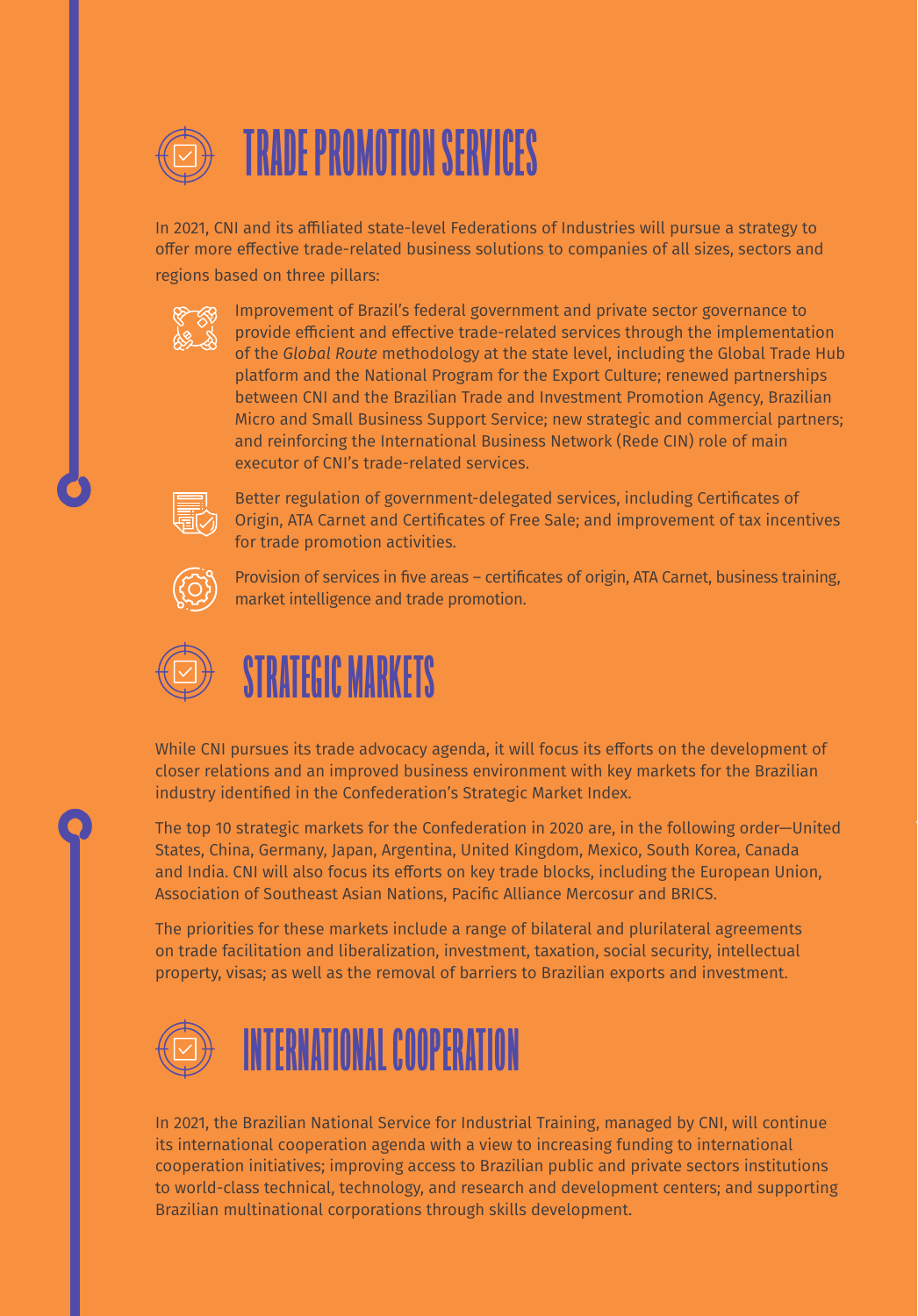## TRADE PROMOTION SERVICES

In 2021, CNI and its affiliated state-level Federations of Industries will pursue a strategy to offer more effective trade-related business solutions to companies of all sizes, sectors and regions based on three pillars:

- Improvement of Brazil's federal government and private sector governance to provide efficient and effective trade-related services through the implementation of the *Global Route* methodology at the state level, including the Global Trade Hub platform and the National Program for the Export Culture; renewed partnerships between CNI and the Brazilian Trade and Investment Promotion Agency, Brazilian Micro and Small Business Support Service; new strategic and commercial partners; and reinforcing the International Business Network (Rede CIN) role of main executor of CNI's trade-related services.
- Better regulation of government-delegated services, including Certificates of Origin, ATA Carnet and Certificates of Free Sale; and improvement of tax incentives for trade promotion activities.
- Provision of services in five areas – certificates of origin, ATA Carnet, business training, market intelligence and trade promotion.

## STRATEGIC MARKETS

While CNI pursues its trade advocacy agenda, it will focus its efforts on the development of closer relations and an improved business environment with key markets for the Brazilian industry identified in the Confederation's Strategic Market Index.

The top 10 strategic markets for the Confederation in 2020 are, in the following order—United States, China, Germany, Japan, Argentina, United Kingdom, Mexico, South Korea, Canada and India. CNI will also focus its efforts on key trade blocks, including the European Union, Association of Southeast Asian Nations, Pacific Alliance Mercosur and BRICS.

The priorities for these markets include a range of bilateral and plurilateral agreements on trade facilitation and liberalization, investment, taxation, social security, intellectual property, visas; as well as the removal of barriers to Brazilian exports and investment.

## INTERNATIONAL COOPERATION

In 2021, the Brazilian National Service for Industrial Training, managed by CNI, will continue its international cooperation agenda with a view to increasing funding to international cooperation initiatives; improving access to Brazilian public and private sectors institutions to world-class technical, technology, and research and development centers; and supporting Brazilian multinational corporations through skills development.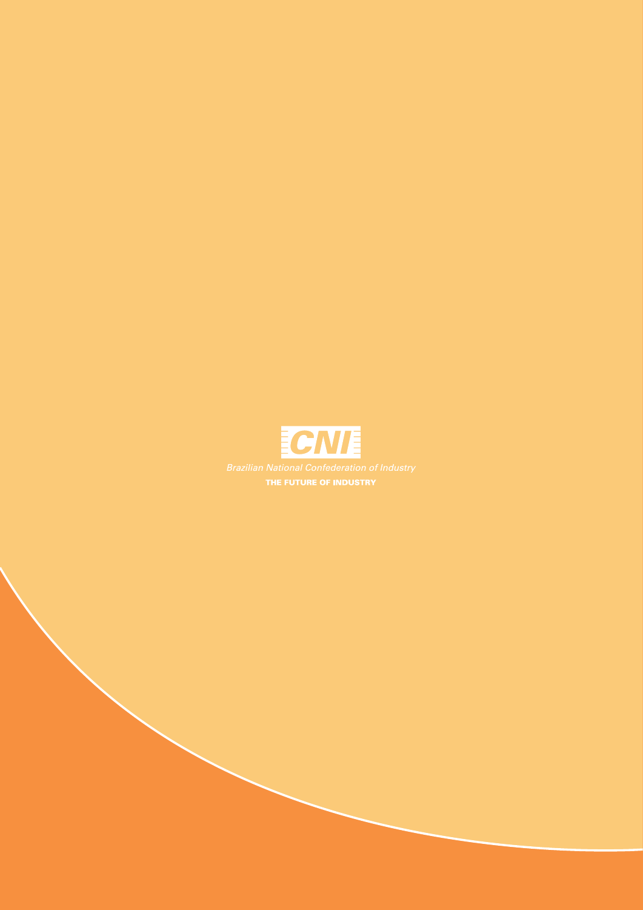CNI

*Brazilian National Confederation of Industry*

**THE FUTURE OF INDUSTRY**